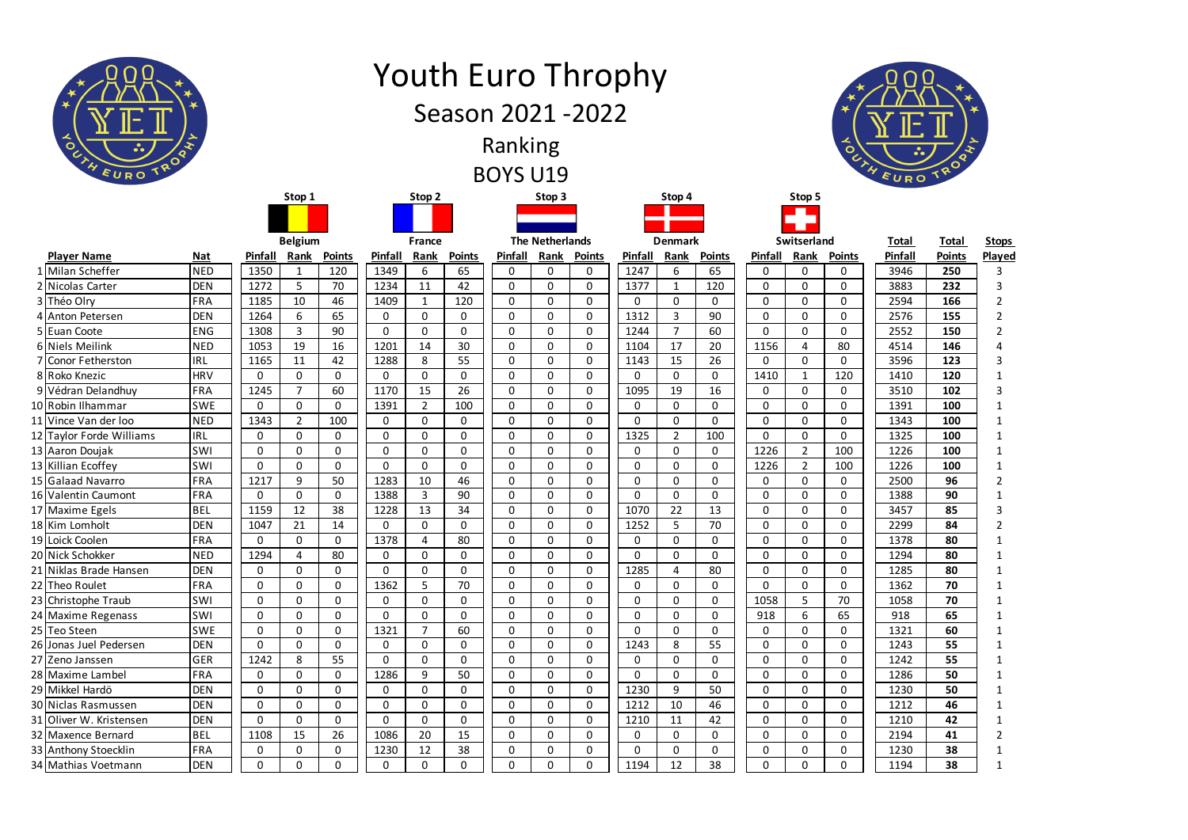# Youth Euro Throphy

## Season 2021 -2022

## Ranking

## BOYS U19

| | Player Name | Nat | Stop 1 Belgium Pinfall | | | Stop 2 France Pinfall | | | Stop 3 The Netherlands Pinfall | | | Stop 4 Denmark Pinfall | | | Stop 5 Switserland Pinfall | | | Total | Total | Stops |
|---|---|---|---|---|---|---|---|---|---|---|---|---|---|---|---|---|---|---|---|---|
| | | | Pinfall | Rank | Points | Pinfall | Rank | Points | Pinfall | Rank | Points | Pinfall | Rank | Points | Pinfall | Rank | Points | Pinfall | Points | Played |
| 1 | Milan Scheffer | NED | 1350 | 1 | 120 | 1349 | 6 | 65 | 0 | 0 | 0 | 1247 | 6 | 65 | 0 | 0 | 0 | 3946 | **250** | 3 |
| 2 | Nicolas Carter | DEN | 1272 | 5 | 70 | 1234 | 11 | 42 | 0 | 0 | 0 | 1377 | 1 | 120 | 0 | 0 | 0 | 3883 | **232** | 3 |
| 3 | Théo Olry | FRA | 1185 | 10 | 46 | 1409 | 1 | 120 | 0 | 0 | 0 | 0 | 0 | 0 | 0 | 0 | 0 | 2594 | **166** | 2 |
| 4 | Anton Petersen | DEN | 1264 | 6 | 65 | 0 | 0 | 0 | 0 | 0 | 0 | 1312 | 3 | 90 | 0 | 0 | 0 | 2576 | **155** | 2 |
| 5 | Euan Coote | ENG | 1308 | 3 | 90 | 0 | 0 | 0 | 0 | 0 | 0 | 1244 | 7 | 60 | 0 | 0 | 0 | 2552 | **150** | 2 |
| 6 | Niels Meilink | NED | 1053 | 19 | 16 | 1201 | 14 | 30 | 0 | 0 | 0 | 1104 | 17 | 20 | 1156 | 4 | 80 | 4514 | **146** | 4 |
| 7 | Conor Fetherston | IRL | 1165 | 11 | 42 | 1288 | 8 | 55 | 0 | 0 | 0 | 1143 | 15 | 26 | 0 | 0 | 0 | 3596 | **123** | 3 |
| 8 | Roko Knezic | HRV | 0 | 0 | 0 | 0 | 0 | 0 | 0 | 0 | 0 | 0 | 0 | 0 | 1410 | 1 | 120 | 1410 | **120** | 1 |
| 9 | Védran Delandhuy | FRA | 1245 | 7 | 60 | 1170 | 15 | 26 | 0 | 0 | 0 | 1095 | 19 | 16 | 0 | 0 | 0 | 3510 | **102** | 3 |
| 10 | Robin Ilhammar | SWE | 0 | 0 | 0 | 1391 | 2 | 100 | 0 | 0 | 0 | 0 | 0 | 0 | 0 | 0 | 0 | 1391 | **100** | 1 |
| 11 | Vince Van der loo | NED | 1343 | 2 | 100 | 0 | 0 | 0 | 0 | 0 | 0 | 0 | 0 | 0 | 0 | 0 | 0 | 1343 | **100** | 1 |
| 12 | Taylor Forde Williams | IRL | 0 | 0 | 0 | 0 | 0 | 0 | 0 | 0 | 0 | 1325 | 2 | 100 | 0 | 0 | 0 | 1325 | **100** | 1 |
| 13 | Aaron Doujak | SWI | 0 | 0 | 0 | 0 | 0 | 0 | 0 | 0 | 0 | 0 | 0 | 0 | 1226 | 2 | 100 | 1226 | **100** | 1 |
| 13 | Killian Ecoffey | SWI | 0 | 0 | 0 | 0 | 0 | 0 | 0 | 0 | 0 | 0 | 0 | 0 | 1226 | 2 | 100 | 1226 | **100** | 1 |
| 15 | Galaad Navarro | FRA | 1217 | 9 | 50 | 1283 | 10 | 46 | 0 | 0 | 0 | 0 | 0 | 0 | 0 | 0 | 0 | 2500 | **96** | 2 |
| 16 | Valentin Caumont | FRA | 0 | 0 | 0 | 1388 | 3 | 90 | 0 | 0 | 0 | 0 | 0 | 0 | 0 | 0 | 0 | 1388 | **90** | 1 |
| 17 | Maxime Egels | BEL | 1159 | 12 | 38 | 1228 | 13 | 34 | 0 | 0 | 0 | 1070 | 22 | 13 | 0 | 0 | 0 | 3457 | **85** | 3 |
| 18 | Kim Lomholt | DEN | 1047 | 21 | 14 | 0 | 0 | 0 | 0 | 0 | 0 | 1252 | 5 | 70 | 0 | 0 | 0 | 2299 | **84** | 2 |
| 19 | Loick Coolen | FRA | 0 | 0 | 0 | 1378 | 4 | 80 | 0 | 0 | 0 | 0 | 0 | 0 | 0 | 0 | 0 | 1378 | **80** | 1 |
| 20 | Nick Schokker | NED | 1294 | 4 | 80 | 0 | 0 | 0 | 0 | 0 | 0 | 0 | 0 | 0 | 0 | 0 | 0 | 1294 | **80** | 1 |
| 21 | Niklas Brade Hansen | DEN | 0 | 0 | 0 | 0 | 0 | 0 | 0 | 0 | 0 | 1285 | 4 | 80 | 0 | 0 | 0 | 1285 | **80** | 1 |
| 22 | Theo Roulet | FRA | 0 | 0 | 0 | 1362 | 5 | 70 | 0 | 0 | 0 | 0 | 0 | 0 | 0 | 0 | 0 | 1362 | **70** | 1 |
| 23 | Christophe Traub | SWI | 0 | 0 | 0 | 0 | 0 | 0 | 0 | 0 | 0 | 0 | 0 | 0 | 1058 | 5 | 70 | 1058 | **70** | 1 |
| 24 | Maxime Regenass | SWI | 0 | 0 | 0 | 0 | 0 | 0 | 0 | 0 | 0 | 0 | 0 | 0 | 918 | 6 | 65 | 918 | **65** | 1 |
| 25 | Teo Steen | SWE | 0 | 0 | 0 | 1321 | 7 | 60 | 0 | 0 | 0 | 0 | 0 | 0 | 0 | 0 | 0 | 1321 | **60** | 1 |
| 26 | Jonas Juel Pedersen | DEN | 0 | 0 | 0 | 0 | 0 | 0 | 0 | 0 | 0 | 1243 | 8 | 55 | 0 | 0 | 0 | 1243 | **55** | 1 |
| 27 | Zeno Janssen | GER | 1242 | 8 | 55 | 0 | 0 | 0 | 0 | 0 | 0 | 0 | 0 | 0 | 0 | 0 | 0 | 1242 | **55** | 1 |
| 28 | Maxime Lambel | FRA | 0 | 0 | 0 | 1286 | 9 | 50 | 0 | 0 | 0 | 0 | 0 | 0 | 0 | 0 | 0 | 1286 | **50** | 1 |
| 29 | Mikkel Hardö | DEN | 0 | 0 | 0 | 0 | 0 | 0 | 0 | 0 | 0 | 1230 | 9 | 50 | 0 | 0 | 0 | 1230 | **50** | 1 |
| 30 | Niclas Rasmussen | DEN | 0 | 0 | 0 | 0 | 0 | 0 | 0 | 0 | 0 | 1212 | 10 | 46 | 0 | 0 | 0 | 1212 | **46** | 1 |
| 31 | Oliver W. Kristensen | DEN | 0 | 0 | 0 | 0 | 0 | 0 | 0 | 0 | 0 | 1210 | 11 | 42 | 0 | 0 | 0 | 1210 | **42** | 1 |
| 32 | Maxence Bernard | BEL | 1108 | 15 | 26 | 1086 | 20 | 15 | 0 | 0 | 0 | 0 | 0 | 0 | 0 | 0 | 0 | 2194 | **41** | 2 |
| 33 | Anthony Stoecklin | FRA | 0 | 0 | 0 | 1230 | 12 | 38 | 0 | 0 | 0 | 0 | 0 | 0 | 0 | 0 | 0 | 1230 | **38** | 1 |
| 34 | Mathias Voetmann | DEN | 0 | 0 | 0 | 0 | 0 | 0 | 0 | 0 | 0 | 1194 | 12 | 38 | 0 | 0 | 0 | 1194 | **38** | 1 |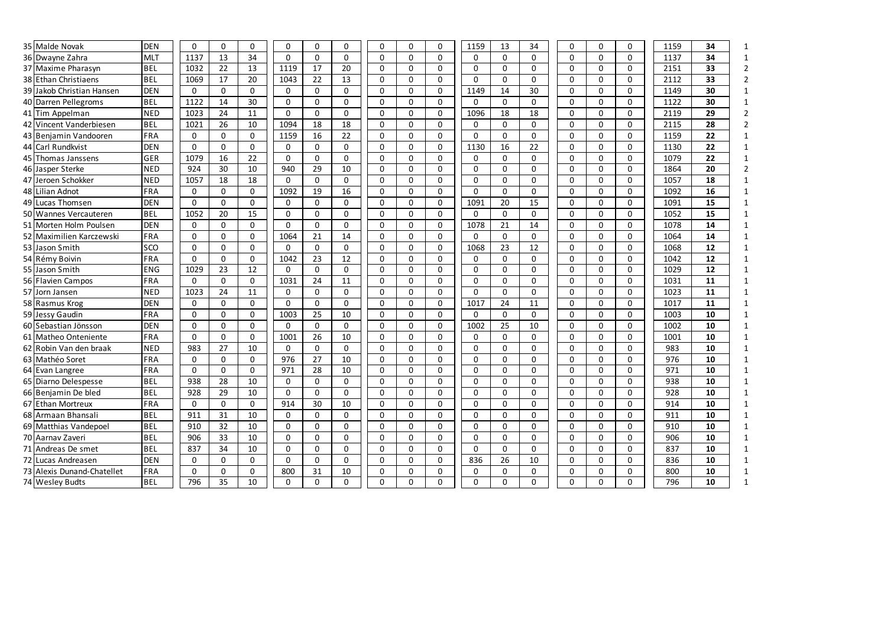| | | | | | | | | | | | | | | | | | | | | | |
|---|---|---|---|---|---|---|---|---|---|---|---|---|---|---|---|---|---|---|---|---|---|
| 35 | Malde Novak | DEN | 0 | 0 | 0 | 0 | 0 | 0 | 0 | 0 | 0 | 1159 | 13 | 34 | 0 | 0 | 0 | 1159 | **34** | 1 |
| 36 | Dwayne Zahra | MLT | 1137 | 13 | 34 | 0 | 0 | 0 | 0 | 0 | 0 | 0 | 0 | 0 | 0 | 0 | 0 | 1137 | **34** | 1 |
| 37 | Maxime Pharasyn | BEL | 1032 | 22 | 13 | 1119 | 17 | 20 | 0 | 0 | 0 | 0 | 0 | 0 | 0 | 0 | 0 | 2151 | **33** | 2 |
| 38 | Ethan Christiaens | BEL | 1069 | 17 | 20 | 1043 | 22 | 13 | 0 | 0 | 0 | 0 | 0 | 0 | 0 | 0 | 0 | 2112 | **33** | 2 |
| 39 | Jakob Christian Hansen | DEN | 0 | 0 | 0 | 0 | 0 | 0 | 0 | 0 | 0 | 1149 | 14 | 30 | 0 | 0 | 0 | 1149 | **30** | 1 |
| 40 | Darren Pellegroms | BEL | 1122 | 14 | 30 | 0 | 0 | 0 | 0 | 0 | 0 | 0 | 0 | 0 | 0 | 0 | 0 | 1122 | **30** | 1 |
| 41 | Tim Appelman | NED | 1023 | 24 | 11 | 0 | 0 | 0 | 0 | 0 | 0 | 1096 | 18 | 18 | 0 | 0 | 0 | 2119 | **29** | 2 |
| 42 | Vincent Vanderbiesen | BEL | 1021 | 26 | 10 | 1094 | 18 | 18 | 0 | 0 | 0 | 0 | 0 | 0 | 0 | 0 | 0 | 2115 | **28** | 2 |
| 43 | Benjamin Vandooren | FRA | 0 | 0 | 0 | 1159 | 16 | 22 | 0 | 0 | 0 | 0 | 0 | 0 | 0 | 0 | 0 | 1159 | **22** | 1 |
| 44 | Carl Rundkvist | DEN | 0 | 0 | 0 | 0 | 0 | 0 | 0 | 0 | 0 | 1130 | 16 | 22 | 0 | 0 | 0 | 1130 | **22** | 1 |
| 45 | Thomas Janssens | GER | 1079 | 16 | 22 | 0 | 0 | 0 | 0 | 0 | 0 | 0 | 0 | 0 | 0 | 0 | 0 | 1079 | **22** | 1 |
| 46 | Jasper Sterke | NED | 924 | 30 | 10 | 940 | 29 | 10 | 0 | 0 | 0 | 0 | 0 | 0 | 0 | 0 | 0 | 1864 | **20** | 2 |
| 47 | Jeroen Schokker | NED | 1057 | 18 | 18 | 0 | 0 | 0 | 0 | 0 | 0 | 0 | 0 | 0 | 0 | 0 | 0 | 1057 | **18** | 1 |
| 48 | Lilian Adnot | FRA | 0 | 0 | 0 | 1092 | 19 | 16 | 0 | 0 | 0 | 0 | 0 | 0 | 0 | 0 | 0 | 1092 | **16** | 1 |
| 49 | Lucas Thomsen | DEN | 0 | 0 | 0 | 0 | 0 | 0 | 0 | 0 | 0 | 1091 | 20 | 15 | 0 | 0 | 0 | 1091 | **15** | 1 |
| 50 | Wannes Vercauteren | BEL | 1052 | 20 | 15 | 0 | 0 | 0 | 0 | 0 | 0 | 0 | 0 | 0 | 0 | 0 | 0 | 1052 | **15** | 1 |
| 51 | Morten Holm Poulsen | DEN | 0 | 0 | 0 | 0 | 0 | 0 | 0 | 0 | 0 | 1078 | 21 | 14 | 0 | 0 | 0 | 1078 | **14** | 1 |
| 52 | Maximilien Karczewski | FRA | 0 | 0 | 0 | 1064 | 21 | 14 | 0 | 0 | 0 | 0 | 0 | 0 | 0 | 0 | 0 | 1064 | **14** | 1 |
| 53 | Jason Smith | SCO | 0 | 0 | 0 | 0 | 0 | 0 | 0 | 0 | 0 | 1068 | 23 | 12 | 0 | 0 | 0 | 1068 | **12** | 1 |
| 54 | Rémy Boivin | FRA | 0 | 0 | 0 | 1042 | 23 | 12 | 0 | 0 | 0 | 0 | 0 | 0 | 0 | 0 | 0 | 1042 | **12** | 1 |
| 55 | Jason Smith | ENG | 1029 | 23 | 12 | 0 | 0 | 0 | 0 | 0 | 0 | 0 | 0 | 0 | 0 | 0 | 0 | 1029 | **12** | 1 |
| 56 | Flavien Campos | FRA | 0 | 0 | 0 | 1031 | 24 | 11 | 0 | 0 | 0 | 0 | 0 | 0 | 0 | 0 | 0 | 1031 | **11** | 1 |
| 57 | Jorn Jansen | NED | 1023 | 24 | 11 | 0 | 0 | 0 | 0 | 0 | 0 | 0 | 0 | 0 | 0 | 0 | 0 | 1023 | **11** | 1 |
| 58 | Rasmus Krog | DEN | 0 | 0 | 0 | 0 | 0 | 0 | 0 | 0 | 0 | 1017 | 24 | 11 | 0 | 0 | 0 | 1017 | **11** | 1 |
| 59 | Jessy Gaudin | FRA | 0 | 0 | 0 | 1003 | 25 | 10 | 0 | 0 | 0 | 0 | 0 | 0 | 0 | 0 | 0 | 1003 | **10** | 1 |
| 60 | Sebastian Jönsson | DEN | 0 | 0 | 0 | 0 | 0 | 0 | 0 | 0 | 0 | 1002 | 25 | 10 | 0 | 0 | 0 | 1002 | **10** | 1 |
| 61 | Matheo Onteniente | FRA | 0 | 0 | 0 | 1001 | 26 | 10 | 0 | 0 | 0 | 0 | 0 | 0 | 0 | 0 | 0 | 1001 | **10** | 1 |
| 62 | Robin Van den braak | NED | 983 | 27 | 10 | 0 | 0 | 0 | 0 | 0 | 0 | 0 | 0 | 0 | 0 | 0 | 0 | 983 | **10** | 1 |
| 63 | Mathéo Soret | FRA | 0 | 0 | 0 | 976 | 27 | 10 | 0 | 0 | 0 | 0 | 0 | 0 | 0 | 0 | 0 | 976 | **10** | 1 |
| 64 | Evan Langree | FRA | 0 | 0 | 0 | 971 | 28 | 10 | 0 | 0 | 0 | 0 | 0 | 0 | 0 | 0 | 0 | 971 | **10** | 1 |
| 65 | Diarno Delespesse | BEL | 938 | 28 | 10 | 0 | 0 | 0 | 0 | 0 | 0 | 0 | 0 | 0 | 0 | 0 | 0 | 938 | **10** | 1 |
| 66 | Benjamin De bled | BEL | 928 | 29 | 10 | 0 | 0 | 0 | 0 | 0 | 0 | 0 | 0 | 0 | 0 | 0 | 0 | 928 | **10** | 1 |
| 67 | Ethan Mortreux | FRA | 0 | 0 | 0 | 914 | 30 | 10 | 0 | 0 | 0 | 0 | 0 | 0 | 0 | 0 | 0 | 914 | **10** | 1 |
| 68 | Armaan Bhansali | BEL | 911 | 31 | 10 | 0 | 0 | 0 | 0 | 0 | 0 | 0 | 0 | 0 | 0 | 0 | 0 | 911 | **10** | 1 |
| 69 | Matthias Vandepoel | BEL | 910 | 32 | 10 | 0 | 0 | 0 | 0 | 0 | 0 | 0 | 0 | 0 | 0 | 0 | 0 | 910 | **10** | 1 |
| 70 | Aarnav Zaveri | BEL | 906 | 33 | 10 | 0 | 0 | 0 | 0 | 0 | 0 | 0 | 0 | 0 | 0 | 0 | 0 | 906 | **10** | 1 |
| 71 | Andreas De smet | BEL | 837 | 34 | 10 | 0 | 0 | 0 | 0 | 0 | 0 | 0 | 0 | 0 | 0 | 0 | 0 | 837 | **10** | 1 |
| 72 | Lucas Andreasen | DEN | 0 | 0 | 0 | 0 | 0 | 0 | 0 | 0 | 0 | 836 | 26 | 10 | 0 | 0 | 0 | 836 | **10** | 1 |
| 73 | Alexis Dunand-Chatellet | FRA | 0 | 0 | 0 | 800 | 31 | 10 | 0 | 0 | 0 | 0 | 0 | 0 | 0 | 0 | 0 | 800 | **10** | 1 |
| 74 | Wesley Budts | BEL | 796 | 35 | 10 | 0 | 0 | 0 | 0 | 0 | 0 | 0 | 0 | 0 | 0 | 0 | 0 | 796 | **10** | 1 |